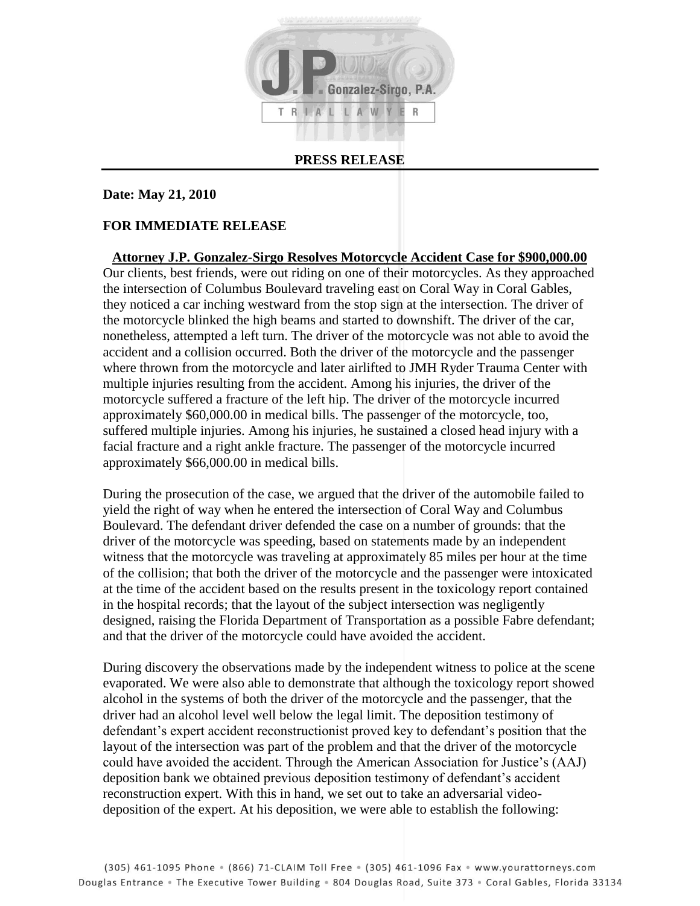**J.P. Gonzalez-Sirgo, P.A.**

**TRIAL LAWYER**

# PRESS RELEASE

**Date: May 21, 2010**

**FOR IMMEDIATE RELEASE**

## Attorney J.P. Gonzalez-Sirgo Resolves Motorcycle Accident Case for $900,000.00

Our clients, best friends, were out riding on one of their motorcycles. As they approached the intersection of Columbus Boulevard traveling east on Coral Way in Coral Gables, they noticed a car inching westward from the stop sign at the intersection. The driver of the motorcycle blinked the high beams and started to downshift. The driver of the car, nonetheless, attempted a left turn. The driver of the motorcycle was not able to avoid the accident and a collision occurred. Both the driver of the motorcycle and the passenger where thrown from the motorcycle and later airlifted to JMH Ryder Trauma Center with multiple injuries resulting from the accident. Among his injuries, the driver of the motorcycle suffered a fracture of the left hip. The driver of the motorcycle incurred approximately $60,000.00 in medical bills. The passenger of the motorcycle, too, suffered multiple injuries. Among his injuries, he sustained a closed head injury with a facial fracture and a right ankle fracture. The passenger of the motorcycle incurred approximately $66,000.00 in medical bills.

During the prosecution of the case, we argued that the driver of the automobile failed to yield the right of way when he entered the intersection of Coral Way and Columbus Boulevard. The defendant driver defended the case on a number of grounds: that the driver of the motorcycle was speeding, based on statements made by an independent witness that the motorcycle was traveling at approximately 85 miles per hour at the time of the collision; that both the driver of the motorcycle and the passenger were intoxicated at the time of the accident based on the results present in the toxicology report contained in the hospital records; that the layout of the subject intersection was negligently designed, raising the Florida Department of Transportation as a possible Fabre defendant; and that the driver of the motorcycle could have avoided the accident.

During discovery the observations made by the independent witness to police at the scene evaporated. We were also able to demonstrate that although the toxicology report showed alcohol in the systems of both the driver of the motorcycle and the passenger, that the driver had an alcohol level well below the legal limit. The deposition testimony of defendant's expert accident reconstructionist proved key to defendant's position that the layout of the intersection was part of the problem and that the driver of the motorcycle could have avoided the accident. Through the American Association for Justice's (AAJ) deposition bank we obtained previous deposition testimony of defendant's accident reconstruction expert. With this in hand, we set out to take an adversarial video-deposition of the expert. At his deposition, we were able to establish the following: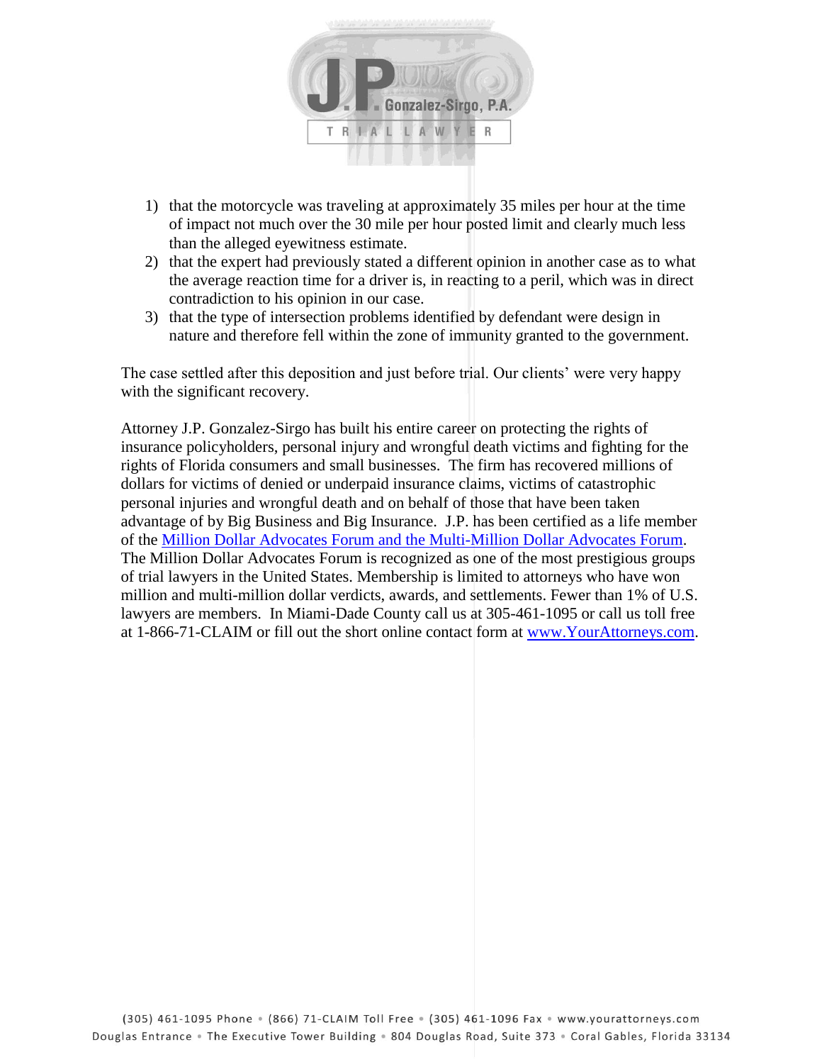1) that the motorcycle was traveling at approximately 35 miles per hour at the time of impact not much over the 30 mile per hour posted limit and clearly much less than the alleged eyewitness estimate.
2) that the expert had previously stated a different opinion in another case as to what the average reaction time for a driver is, in reacting to a peril, which was in direct contradiction to his opinion in our case.
3) that the type of intersection problems identified by defendant were design in nature and therefore fell within the zone of immunity granted to the government.

The case settled after this deposition and just before trial. Our clients' were very happy with the significant recovery.

Attorney J.P. Gonzalez-Sirgo has built his entire career on protecting the rights of insurance policyholders, personal injury and wrongful death victims and fighting for the rights of Florida consumers and small businesses. The firm has recovered millions of dollars for victims of denied or underpaid insurance claims, victims of catastrophic personal injuries and wrongful death and on behalf of those that have been taken advantage of by Big Business and Big Insurance. J.P. has been certified as a life member of the Million Dollar Advocates Forum and the Multi-Million Dollar Advocates Forum. The Million Dollar Advocates Forum is recognized as one of the most prestigious groups of trial lawyers in the United States. Membership is limited to attorneys who have won million and multi-million dollar verdicts, awards, and settlements. Fewer than 1% of U.S. lawyers are members. In Miami-Dade County call us at 305-461-1095 or call us toll free at 1-866-71-CLAIM or fill out the short online contact form at www.YourAttorneys.com.